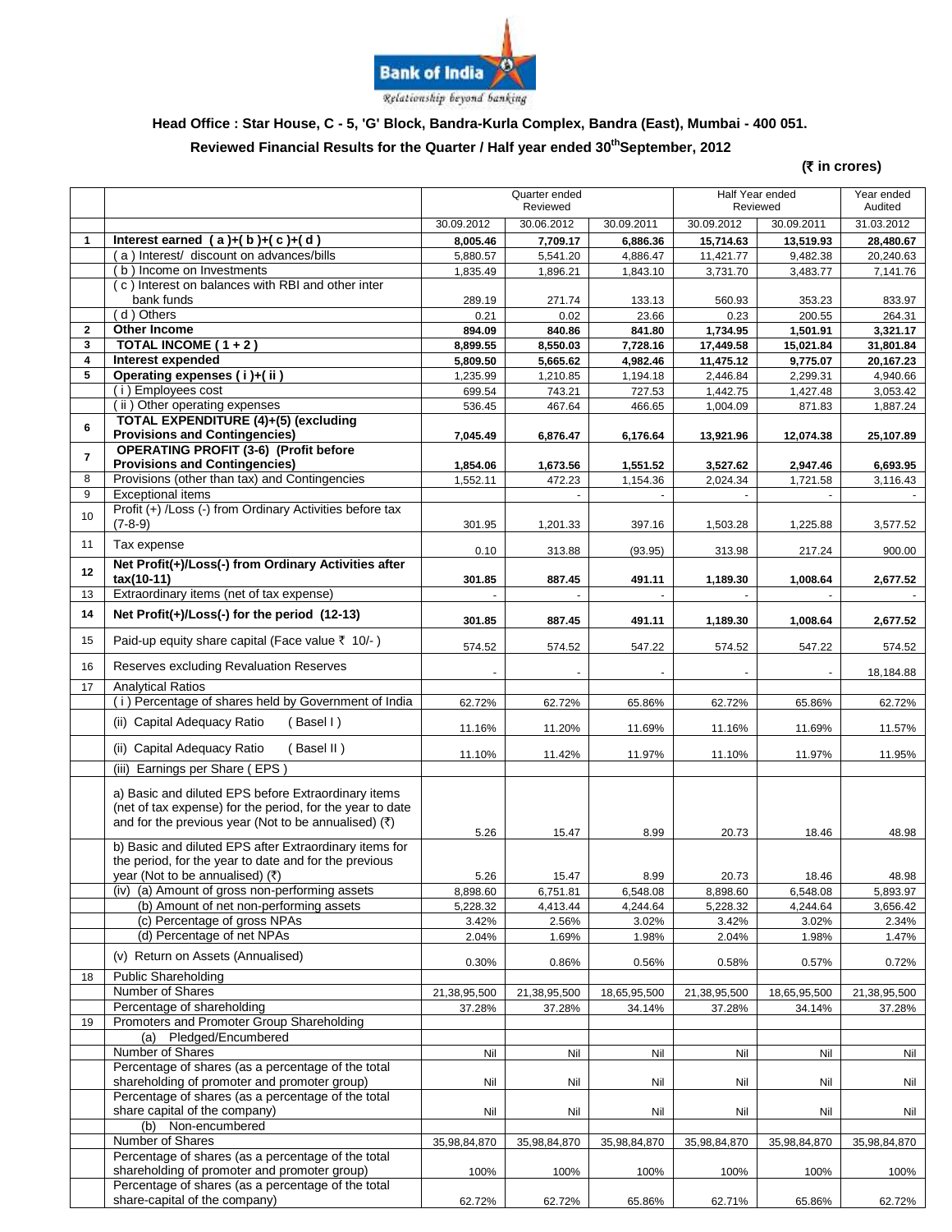Bank of India

Relationship beyond banking

**Head Office : Star House, C - 5, 'G' Block, Bandra-Kurla Complex, Bandra (East), Mumbai - 400 051.**

**Reviewed Financial Results for the Quarter / Half year ended 30th September, 2012**

**(₹ in crores)**

| | | Quarter ended Reviewed | | | Half Year ended Reviewed | | Year ended Audited |
|---|---|---|---|---|---|---|---|
| | | 30.09.2012 | 30.06.2012 | 30.09.2011 | 30.09.2012 | 30.09.2011 | 31.03.2012 |
| **1** | **Interest earned ( a )+( b )+( c )+( d )** | **8,005.46** | **7,709.17** | **6,886.36** | **15,714.63** | **13,519.93** | **28,480.67** |
| | ( a ) Interest/ discount on advances/bills | 5,880.57 | 5,541.20 | 4,886.47 | 11,421.77 | 9,482.38 | 20,240.63 |
| | ( b ) Income on Investments | 1,835.49 | 1,896.21 | 1,843.10 | 3,731.70 | 3,483.77 | 7,141.76 |
| | ( c ) Interest on balances with RBI and other inter bank funds | 289.19 | 271.74 | 133.13 | 560.93 | 353.23 | 833.97 |
| | ( d ) Others | 0.21 | 0.02 | 23.66 | 0.23 | 200.55 | 264.31 |
| **2** | **Other Income** | **894.09** | **840.86** | **841.80** | **1,734.95** | **1,501.91** | **3,321.17** |
| **3** | **TOTAL INCOME ( 1 + 2 )** | **8,899.55** | **8,550.03** | **7,728.16** | **17,449.58** | **15,021.84** | **31,801.84** |
| **4** | **Interest expended** | **5,809.50** | **5,665.62** | **4,982.46** | **11,475.12** | **9,775.07** | **20,167.23** |
| **5** | **Operating expenses ( i )+( ii )** | 1,235.99 | 1,210.85 | 1,194.18 | 2,446.84 | 2,299.31 | 4,940.66 |
| | ( i ) Employees cost | 699.54 | 743.21 | 727.53 | 1,442.75 | 1,427.48 | 3,053.42 |
| | ( ii ) Other operating expenses | 536.45 | 467.64 | 466.65 | 1,004.09 | 871.83 | 1,887.24 |
| **6** | **TOTAL EXPENDITURE (4)+(5) (excluding Provisions and Contingencies)** | **7,045.49** | **6,876.47** | **6,176.64** | **13,921.96** | **12,074.38** | **25,107.89** |
| **7** | **OPERATING PROFIT (3-6) (Profit before Provisions and Contingencies)** | **1,854.06** | **1,673.56** | **1,551.52** | **3,527.62** | **2,947.46** | **6,693.95** |
| 8 | Provisions (other than tax) and Contingencies | 1,552.11 | 472.23 | 1,154.36 | 2,024.34 | 1,721.58 | 3,116.43 |
| 9 | Exceptional items | | - | - | - | - | - |
| 10 | Profit (+) /Loss (-) from Ordinary Activities before tax (7-8-9) | 301.95 | 1,201.33 | 397.16 | 1,503.28 | 1,225.88 | 3,577.52 |
| 11 | Tax expense | 0.10 | 313.88 | (93.95) | 313.98 | 217.24 | 900.00 |
| **12** | **Net Profit(+)/Loss(-) from Ordinary Activities after tax(10-11)** | **301.85** | **887.45** | **491.11** | **1,189.30** | **1,008.64** | **2,677.52** |
| 13 | Extraordinary items (net of tax expense) | - | - | - | - | - | - |
| **14** | **Net Profit(+)/Loss(-) for the period (12-13)** | **301.85** | **887.45** | **491.11** | **1,189.30** | **1,008.64** | **2,677.52** |
| 15 | Paid-up equity share capital (Face value ₹ 10/- ) | 574.52 | 574.52 | 547.22 | 574.52 | 547.22 | 574.52 |
| 16 | Reserves excluding Revaluation Reserves | - | - | - | - | - | 18,184.88 |
| 17 | Analytical Ratios | | | | | | |
| | ( i ) Percentage of shares held by Government of India | 62.72% | 62.72% | 65.86% | 62.72% | 65.86% | 62.72% |
| | (ii) Capital Adequacy Ratio ( Basel I ) | 11.16% | 11.20% | 11.69% | 11.16% | 11.69% | 11.57% |
| | (ii) Capital Adequacy Ratio ( Basel II ) | 11.10% | 11.42% | 11.97% | 11.10% | 11.97% | 11.95% |
| | (iii) Earnings per Share ( EPS ) | | | | | | |
| | a) Basic and diluted EPS before Extraordinary items (net of tax expense) for the period, for the year to date and for the previous year (Not to be annualised) (₹) | 5.26 | 15.47 | 8.99 | 20.73 | 18.46 | 48.98 |
| | b) Basic and diluted EPS after Extraordinary items for the period, for the year to date and for the previous year (Not to be annualised) (₹) | 5.26 | 15.47 | 8.99 | 20.73 | 18.46 | 48.98 |
| | (iv) (a) Amount of gross non-performing assets | 8,898.60 | 6,751.81 | 6,548.08 | 8,898.60 | 6,548.08 | 5,893.97 |
| | (b) Amount of net non-performing assets | 5,228.32 | 4,413.44 | 4,244.64 | 5,228.32 | 4,244.64 | 3,656.42 |
| | (c) Percentage of gross NPAs | 3.42% | 2.56% | 3.02% | 3.42% | 3.02% | 2.34% |
| | (d) Percentage of net NPAs | 2.04% | 1.69% | 1.98% | 2.04% | 1.98% | 1.47% |
| | (v) Return on Assets (Annualised) | 0.30% | 0.86% | 0.56% | 0.58% | 0.57% | 0.72% |
| 18 | Public Shareholding | | | | | | |
| | Number of Shares | 21,38,95,500 | 21,38,95,500 | 18,65,95,500 | 21,38,95,500 | 18,65,95,500 | 21,38,95,500 |
| | Percentage of shareholding | 37.28% | 37.28% | 34.14% | 37.28% | 34.14% | 37.28% |
| 19 | Promoters and Promoter Group Shareholding | | | | | | |
| | (a) Pledged/Encumbered | | | | | | |
| | Number of Shares | Nil | Nil | Nil | Nil | Nil | Nil |
| | Percentage of shares (as a percentage of the total shareholding of promoter and promoter group) | Nil | Nil | Nil | Nil | Nil | Nil |
| | Percentage of shares (as a percentage of the total share capital of the company) | Nil | Nil | Nil | Nil | Nil | Nil |
| | (b) Non-encumbered | | | | | | |
| | Number of Shares | 35,98,84,870 | 35,98,84,870 | 35,98,84,870 | 35,98,84,870 | 35,98,84,870 | 35,98,84,870 |
| | Percentage of shares (as a percentage of the total shareholding of promoter and promoter group) | 100% | 100% | 100% | 100% | 100% | 100% |
| | Percentage of shares (as a percentage of the total share-capital of the company) | 62.72% | 62.72% | 65.86% | 62.71% | 65.86% | 62.72% |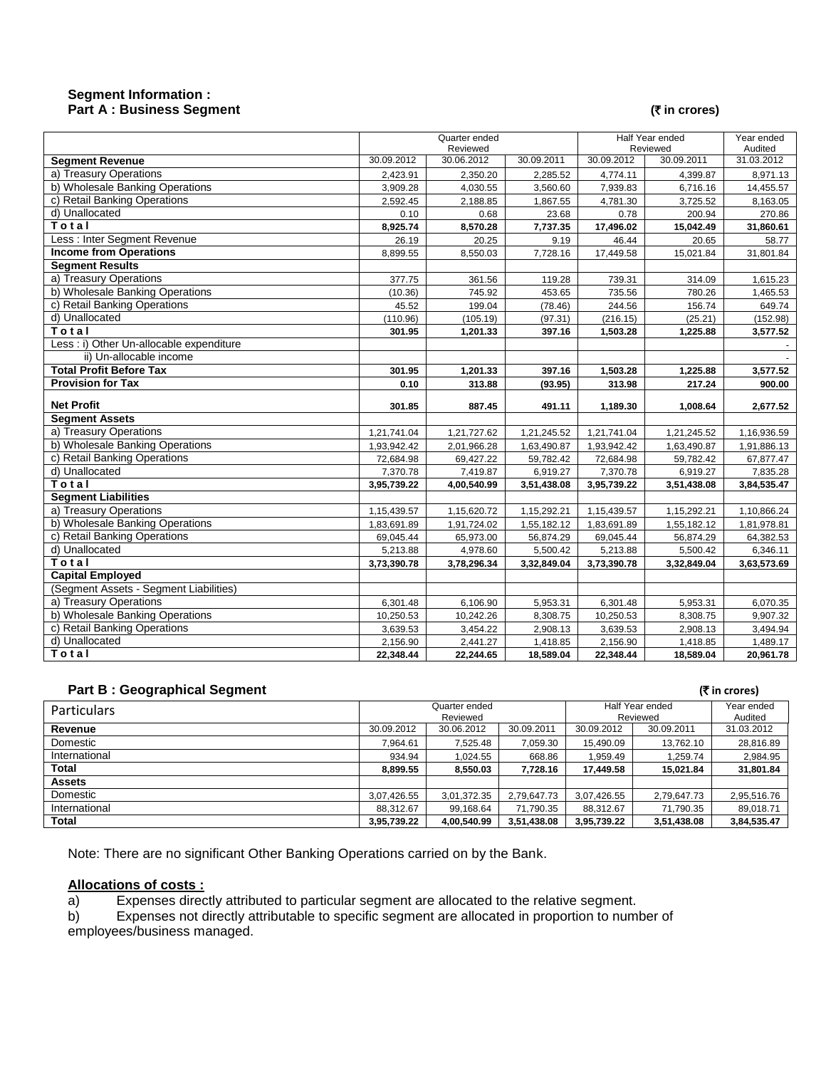## Segment Information :

### Part A : Business Segment

(₹ in crores)

| | Quarter ended Reviewed | | | Half Year ended Reviewed | | Year ended Audited |
|---|---|---|---|---|---|---|
| **Segment Revenue** | 30.09.2012 | 30.06.2012 | 30.09.2011 | 30.09.2012 | 30.09.2011 | 31.03.2012 |
| a) Treasury Operations | 2,423.91 | 2,350.20 | 2,285.52 | 4,774.11 | 4,399.87 | 8,971.13 |
| b) Wholesale Banking Operations | 3,909.28 | 4,030.55 | 3,560.60 | 7,939.83 | 6,716.16 | 14,455.57 |
| c) Retail Banking Operations | 2,592.45 | 2,188.85 | 1,867.55 | 4,781.30 | 3,725.52 | 8,163.05 |
| d) Unallocated | 0.10 | 0.68 | 23.68 | 0.78 | 200.94 | 270.86 |
| **Total** | **8,925.74** | **8,570.28** | **7,737.35** | **17,496.02** | **15,042.49** | **31,860.61** |
| Less : Inter Segment Revenue | 26.19 | 20.25 | 9.19 | 46.44 | 20.65 | 58.77 |
| **Income from Operations** | 8,899.55 | 8,550.03 | 7,728.16 | 17,449.58 | 15,021.84 | 31,801.84 |
| **Segment Results** | | | | | | |
| a) Treasury Operations | 377.75 | 361.56 | 119.28 | 739.31 | 314.09 | 1,615.23 |
| b) Wholesale Banking Operations | (10.36) | 745.92 | 453.65 | 735.56 | 780.26 | 1,465.53 |
| c) Retail Banking Operations | 45.52 | 199.04 | (78.46) | 244.56 | 156.74 | 649.74 |
| d) Unallocated | (110.96) | (105.19) | (97.31) | (216.15) | (25.21) | (152.98) |
| **Total** | **301.95** | **1,201.33** | **397.16** | **1,503.28** | **1,225.88** | **3,577.52** |
| Less : i) Other Un-allocable expenditure | | | | | | - |
| ii) Un-allocable income | | | | | | - |
| **Total Profit Before Tax** | **301.95** | **1,201.33** | **397.16** | **1,503.28** | **1,225.88** | **3,577.52** |
| **Provision for Tax** | **0.10** | **313.88** | **(93.95)** | **313.98** | **217.24** | **900.00** |
| **Net Profit** | **301.85** | **887.45** | **491.11** | **1,189.30** | **1,008.64** | **2,677.52** |
| **Segment Assets** | | | | | | |
| a) Treasury Operations | 1,21,741.04 | 1,21,727.62 | 1,21,245.52 | 1,21,741.04 | 1,21,245.52 | 1,16,936.59 |
| b) Wholesale Banking Operations | 1,93,942.42 | 2,01,966.28 | 1,63,490.87 | 1,93,942.42 | 1,63,490.87 | 1,91,886.13 |
| c) Retail Banking Operations | 72,684.98 | 69,427.22 | 59,782.42 | 72,684.98 | 59,782.42 | 67,877.47 |
| d) Unallocated | 7,370.78 | 7,419.87 | 6,919.27 | 7,370.78 | 6,919.27 | 7,835.28 |
| **Total** | **3,95,739.22** | **4,00,540.99** | **3,51,438.08** | **3,95,739.22** | **3,51,438.08** | **3,84,535.47** |
| **Segment Liabilities** | | | | | | |
| a) Treasury Operations | 1,15,439.57 | 1,15,620.72 | 1,15,292.21 | 1,15,439.57 | 1,15,292.21 | 1,10,866.24 |
| b) Wholesale Banking Operations | 1,83,691.89 | 1,91,724.02 | 1,55,182.12 | 1,83,691.89 | 1,55,182.12 | 1,81,978.81 |
| c) Retail Banking Operations | 69,045.44 | 65,973.00 | 56,874.29 | 69,045.44 | 56,874.29 | 64,382.53 |
| d) Unallocated | 5,213.88 | 4,978.60 | 5,500.42 | 5,213.88 | 5,500.42 | 6,346.11 |
| **Total** | **3,73,390.78** | **3,78,296.34** | **3,32,849.04** | **3,73,390.78** | **3,32,849.04** | **3,63,573.69** |
| **Capital Employed** | | | | | | |
| (Segment Assets - Segment Liabilities) | | | | | | |
| a) Treasury Operations | 6,301.48 | 6,106.90 | 5,953.31 | 6,301.48 | 5,953.31 | 6,070.35 |
| b) Wholesale Banking Operations | 10,250.53 | 10,242.26 | 8,308.75 | 10,250.53 | 8,308.75 | 9,907.32 |
| c) Retail Banking Operations | 3,639.53 | 3,454.22 | 2,908.13 | 3,639.53 | 2,908.13 | 3,494.94 |
| d) Unallocated | 2,156.90 | 2,441.27 | 1,418.85 | 2,156.90 | 1,418.85 | 1,489.17 |
| **Total** | **22,348.44** | **22,244.65** | **18,589.04** | **22,348.44** | **18,589.04** | **20,961.78** |

### Part B : Geographical Segment

(₹ in crores)

| Particulars | Quarter ended Reviewed | | | Half Year ended Reviewed | | Year ended Audited |
|---|---|---|---|---|---|---|
| **Revenue** | 30.09.2012 | 30.06.2012 | 30.09.2011 | 30.09.2012 | 30.09.2011 | 31.03.2012 |
| Domestic | 7,964.61 | 7,525.48 | 7,059.30 | 15,490.09 | 13,762.10 | 28,816.89 |
| International | 934.94 | 1,024.55 | 668.86 | 1,959.49 | 1,259.74 | 2,984.95 |
| **Total** | **8,899.55** | **8,550.03** | **7,728.16** | **17,449.58** | **15,021.84** | **31,801.84** |
| **Assets** | | | | | | |
| Domestic | 3,07,426.55 | 3,01,372.35 | 2,79,647.73 | 3,07,426.55 | 2,79,647.73 | 2,95,516.76 |
| International | 88,312.67 | 99,168.64 | 71,790.35 | 88,312.67 | 71,790.35 | 89,018.71 |
| **Total** | **3,95,739.22** | **4,00,540.99** | **3,51,438.08** | **3,95,739.22** | **3,51,438.08** | **3,84,535.47** |

Note: There are no significant Other Banking Operations carried on by the Bank.

**Allocations of costs :**

a) Expenses directly attributed to particular segment are allocated to the relative segment.

b) Expenses not directly attributable to specific segment are allocated in proportion to number of employees/business managed.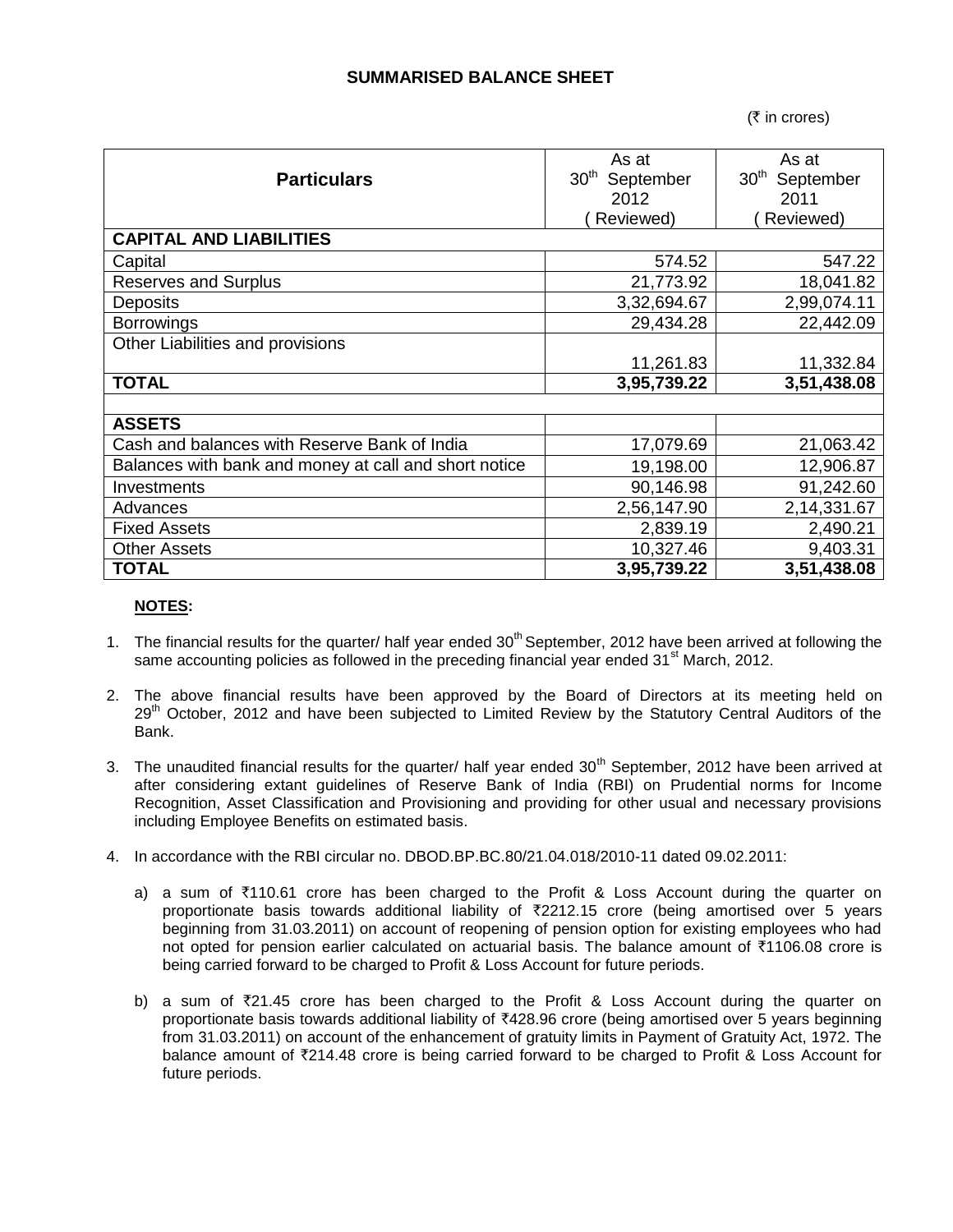## SUMMARISED BALANCE SHEET

(₹ in crores)

| Particulars | As at 30th September 2012 (Reviewed) | As at 30th September 2011 (Reviewed) |
|---|---|---|
| **CAPITAL AND LIABILITIES** | | |
| Capital | 574.52 | 547.22 |
| Reserves and Surplus | 21,773.92 | 18,041.82 |
| Deposits | 3,32,694.67 | 2,99,074.11 |
| Borrowings | 29,434.28 | 22,442.09 |
| Other Liabilities and provisions | 11,261.83 | 11,332.84 |
| **TOTAL** | **3,95,739.22** | **3,51,438.08** |
| | | |
| **ASSETS** | | |
| Cash and balances with Reserve Bank of India | 17,079.69 | 21,063.42 |
| Balances with bank and money at call and short notice | 19,198.00 | 12,906.87 |
| Investments | 90,146.98 | 91,242.60 |
| Advances | 2,56,147.90 | 2,14,331.67 |
| Fixed Assets | 2,839.19 | 2,490.21 |
| Other Assets | 10,327.46 | 9,403.31 |
| **TOTAL** | **3,95,739.22** | **3,51,438.08** |

**NOTES:**

1. The financial results for the quarter/ half year ended 30th September, 2012 have been arrived at following the same accounting policies as followed in the preceding financial year ended 31st March, 2012.

2. The above financial results have been approved by the Board of Directors at its meeting held on 29th October, 2012 and have been subjected to Limited Review by the Statutory Central Auditors of the Bank.

3. The unaudited financial results for the quarter/ half year ended 30th September, 2012 have been arrived at after considering extant guidelines of Reserve Bank of India (RBI) on Prudential norms for Income Recognition, Asset Classification and Provisioning and providing for other usual and necessary provisions including Employee Benefits on estimated basis.

4. In accordance with the RBI circular no. DBOD.BP.BC.80/21.04.018/2010-11 dated 09.02.2011:

   a) a sum of ₹110.61 crore has been charged to the Profit & Loss Account during the quarter on proportionate basis towards additional liability of ₹2212.15 crore (being amortised over 5 years beginning from 31.03.2011) on account of reopening of pension option for existing employees who had not opted for pension earlier calculated on actuarial basis. The balance amount of ₹1106.08 crore is being carried forward to be charged to Profit & Loss Account for future periods.

   b) a sum of ₹21.45 crore has been charged to the Profit & Loss Account during the quarter on proportionate basis towards additional liability of ₹428.96 crore (being amortised over 5 years beginning from 31.03.2011) on account of the enhancement of gratuity limits in Payment of Gratuity Act, 1972. The balance amount of ₹214.48 crore is being carried forward to be charged to Profit & Loss Account for future periods.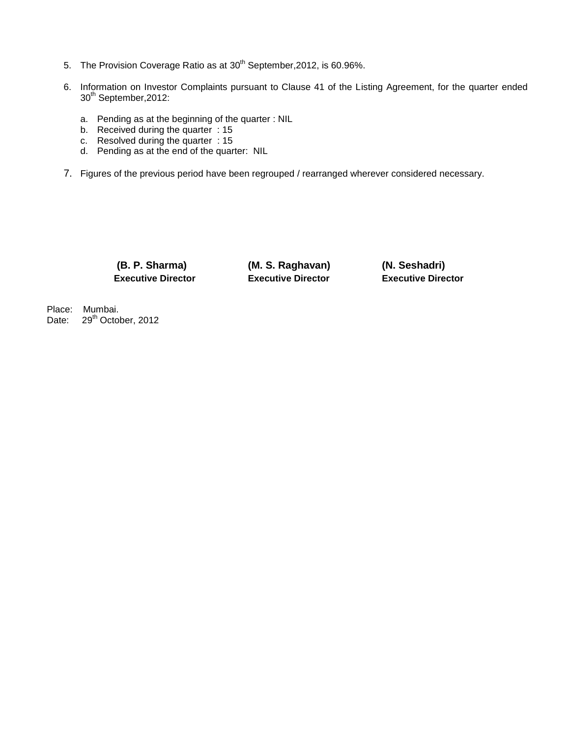5. The Provision Coverage Ratio as at 30th September,2012, is 60.96%.

6. Information on Investor Complaints pursuant to Clause 41 of the Listing Agreement, for the quarter ended 30th September,2012:

   a. Pending as at the beginning of the quarter : NIL
   b. Received during the quarter : 15
   c. Resolved during the quarter : 15
   d. Pending as at the end of the quarter: NIL

7. Figures of the previous period have been regrouped / rearranged wherever considered necessary.

| | | |
|---|---|---|
| **(B. P. Sharma)** | **(M. S. Raghavan)** | **(N. Seshadri)** |
| **Executive Director** | **Executive Director** | **Executive Director** |

Place: Mumbai.
Date: 29th October, 2012